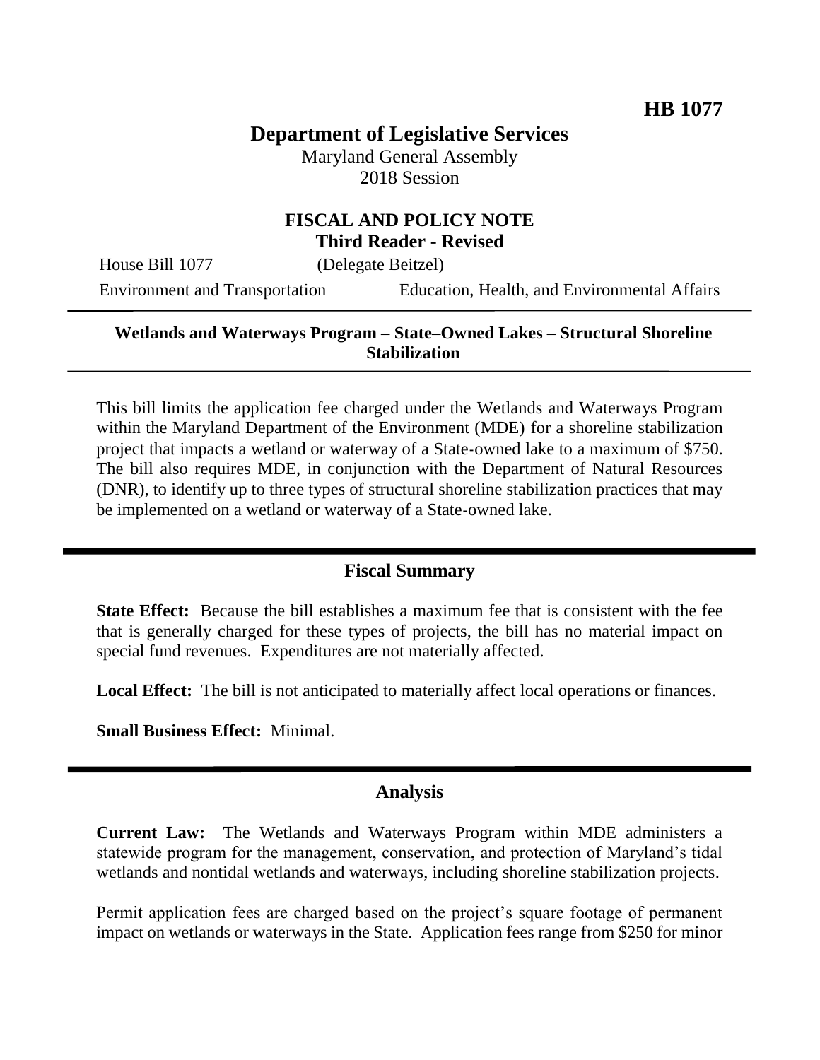**HB 1077**

# Department of Legislative Services

Maryland General Assembly
2018 Session

## FISCAL AND POLICY NOTE
**Third Reader - Revised**

House Bill 1077 (Delegate Beitzel)
Environment and Transportation Education, Health, and Environmental Affairs

**Wetlands and Waterways Program – State–Owned Lakes – Structural Shoreline Stabilization**

This bill limits the application fee charged under the Wetlands and Waterways Program within the Maryland Department of the Environment (MDE) for a shoreline stabilization project that impacts a wetland or waterway of a State-owned lake to a maximum of $750. The bill also requires MDE, in conjunction with the Department of Natural Resources (DNR), to identify up to three types of structural shoreline stabilization practices that may be implemented on a wetland or waterway of a State-owned lake.

## Fiscal Summary

**State Effect:** Because the bill establishes a maximum fee that is consistent with the fee that is generally charged for these types of projects, the bill has no material impact on special fund revenues. Expenditures are not materially affected.

**Local Effect:** The bill is not anticipated to materially affect local operations or finances.

**Small Business Effect:** Minimal.

## Analysis

**Current Law:** The Wetlands and Waterways Program within MDE administers a statewide program for the management, conservation, and protection of Maryland's tidal wetlands and nontidal wetlands and waterways, including shoreline stabilization projects.

Permit application fees are charged based on the project's square footage of permanent impact on wetlands or waterways in the State. Application fees range from $250 for minor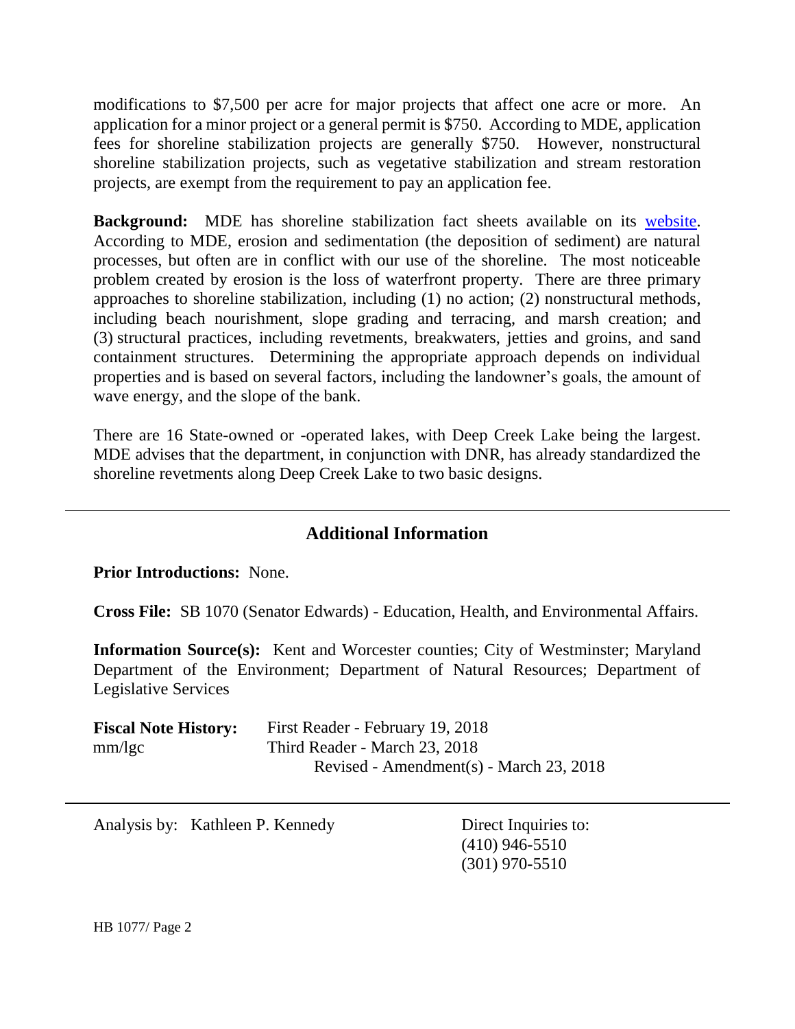modifications to $7,500 per acre for major projects that affect one acre or more. An application for a minor project or a general permit is $750. According to MDE, application fees for shoreline stabilization projects are generally $750. However, nonstructural shoreline stabilization projects, such as vegetative stabilization and stream restoration projects, are exempt from the requirement to pay an application fee.

**Background:** MDE has shoreline stabilization fact sheets available on its website. According to MDE, erosion and sedimentation (the deposition of sediment) are natural processes, but often are in conflict with our use of the shoreline. The most noticeable problem created by erosion is the loss of waterfront property. There are three primary approaches to shoreline stabilization, including (1) no action; (2) nonstructural methods, including beach nourishment, slope grading and terracing, and marsh creation; and (3) structural practices, including revetments, breakwaters, jetties and groins, and sand containment structures. Determining the appropriate approach depends on individual properties and is based on several factors, including the landowner's goals, the amount of wave energy, and the slope of the bank.

There are 16 State-owned or -operated lakes, with Deep Creek Lake being the largest. MDE advises that the department, in conjunction with DNR, has already standardized the shoreline revetments along Deep Creek Lake to two basic designs.

## Additional Information

**Prior Introductions:** None.

**Cross File:** SB 1070 (Senator Edwards) - Education, Health, and Environmental Affairs.

**Information Source(s):** Kent and Worcester counties; City of Westminster; Maryland Department of the Environment; Department of Natural Resources; Department of Legislative Services

**Fiscal Note History:** First Reader - February 19, 2018
mm/lgc Third Reader - March 23, 2018
Revised - Amendment(s) - March 23, 2018

Analysis by: Kathleen P. Kennedy

Direct Inquiries to:
(410) 946-5510
(301) 970-5510